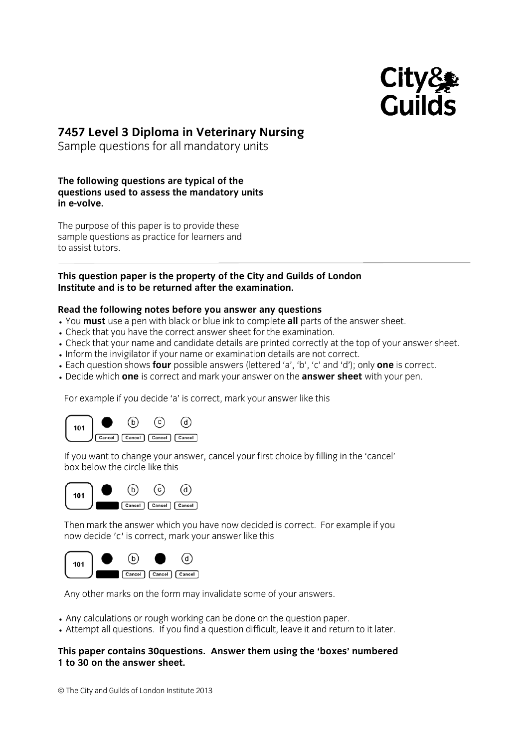# 7457 Level 3 Diploma in Veterinary Nursing

Sample questions for all mandatory units

**The following questions are typical of the questions used to assess the mandatory units in e-volve.**

The purpose of this paper is to provide these sample questions as practice for learners and to assist tutors.

---

**This question paper is the property of the City and Guilds of London Institute and is to be returned after the examination.**

**Read the following notes before you answer any questions**

- You **must** use a pen with black or blue ink to complete **all** parts of the answer sheet.
- Check that you have the correct answer sheet for the examination.
- Check that your name and candidate details are printed correctly at the top of your answer sheet.
- Inform the invigilator if your name or examination details are not correct.
- Each question shows **four** possible answers (lettered 'a', 'b', 'c' and 'd'); only **one** is correct.
- Decide which **one** is correct and mark your answer on the **answer sheet** with your pen.

For example if you decide 'a' is correct, mark your answer like this

If you want to change your answer, cancel your first choice by filling in the 'cancel' box below the circle like this

Then mark the answer which you have now decided is correct. For example if you now decide 'c' is correct, mark your answer like this

Any other marks on the form may invalidate some of your answers.

- Any calculations or rough working can be done on the question paper.
- Attempt all questions. If you find a question difficult, leave it and return to it later.

**This paper contains 30questions. Answer them using the 'boxes' numbered 1 to 30 on the answer sheet.**

© The City and Guilds of London Institute 2013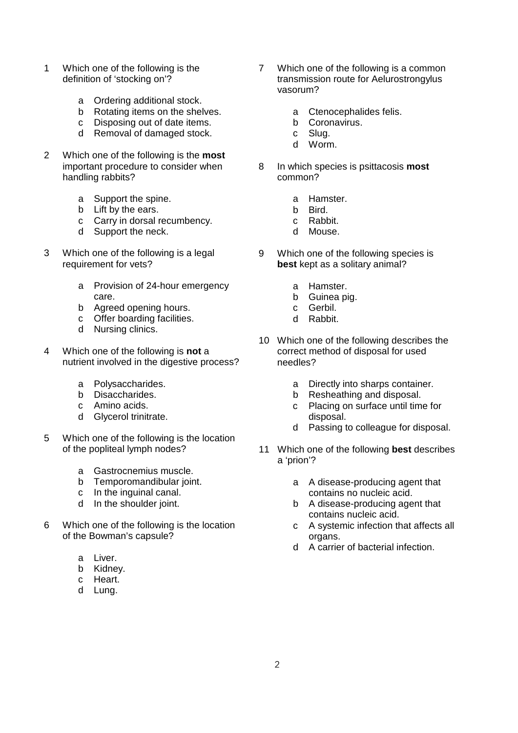1 Which one of the following is the definition of 'stocking on'?

a Ordering additional stock.
b Rotating items on the shelves.
c Disposing out of date items.
d Removal of damaged stock.

2 Which one of the following is the **most** important procedure to consider when handling rabbits?

a Support the spine.
b Lift by the ears.
c Carry in dorsal recumbency.
d Support the neck.

3 Which one of the following is a legal requirement for vets?

a Provision of 24-hour emergency care.
b Agreed opening hours.
c Offer boarding facilities.
d Nursing clinics.

4 Which one of the following is **not** a nutrient involved in the digestive process?

a Polysaccharides.
b Disaccharides.
c Amino acids.
d Glycerol trinitrate.

5 Which one of the following is the location of the popliteal lymph nodes?

a Gastrocnemius muscle.
b Temporomandibular joint.
c In the inguinal canal.
d In the shoulder joint.

6 Which one of the following is the location of the Bowman's capsule?

a Liver.
b Kidney.
c Heart.
d Lung.

7 Which one of the following is a common transmission route for Aelurostrongylus vasorum?

a Ctenocephalides felis.
b Coronavirus.
c Slug.
d Worm.

8 In which species is psittacosis **most** common?

a Hamster.
b Bird.
c Rabbit.
d Mouse.

9 Which one of the following species is **best** kept as a solitary animal?

a Hamster.
b Guinea pig.
c Gerbil.
d Rabbit.

10 Which one of the following describes the correct method of disposal for used needles?

a Directly into sharps container.
b Resheathing and disposal.
c Placing on surface until time for disposal.
d Passing to colleague for disposal.

11 Which one of the following **best** describes a 'prion'?

a A disease-producing agent that contains no nucleic acid.
b A disease-producing agent that contains nucleic acid.
c A systemic infection that affects all organs.
d A carrier of bacterial infection.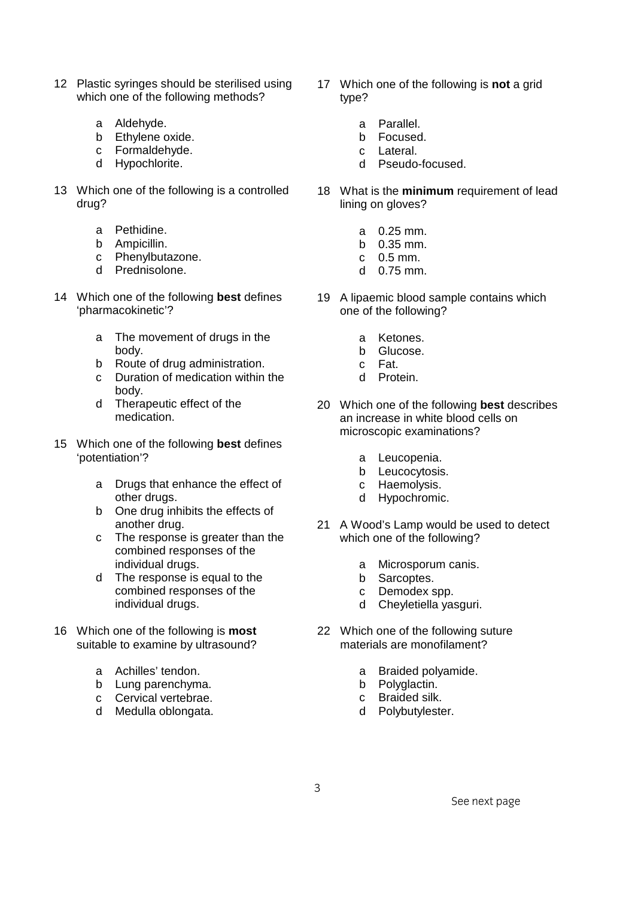12 Plastic syringes should be sterilised using which one of the following methods?

a Aldehyde.
b Ethylene oxide.
c Formaldehyde.
d Hypochlorite.

13 Which one of the following is a controlled drug?

a Pethidine.
b Ampicillin.
c Phenylbutazone.
d Prednisolone.

14 Which one of the following **best** defines 'pharmacokinetic'?

a The movement of drugs in the body.
b Route of drug administration.
c Duration of medication within the body.
d Therapeutic effect of the medication.

15 Which one of the following **best** defines 'potentiation'?

a Drugs that enhance the effect of other drugs.
b One drug inhibits the effects of another drug.
c The response is greater than the combined responses of the individual drugs.
d The response is equal to the combined responses of the individual drugs.

16 Which one of the following is **most** suitable to examine by ultrasound?

a Achilles' tendon.
b Lung parenchyma.
c Cervical vertebrae.
d Medulla oblongata.

17 Which one of the following is **not** a grid type?

a Parallel.
b Focused.
c Lateral.
d Pseudo-focused.

18 What is the **minimum** requirement of lead lining on gloves?

a 0.25 mm.
b 0.35 mm.
c 0.5 mm.
d 0.75 mm.

19 A lipaemic blood sample contains which one of the following?

a Ketones.
b Glucose.
c Fat.
d Protein.

20 Which one of the following **best** describes an increase in white blood cells on microscopic examinations?

a Leucopenia.
b Leucocytosis.
c Haemolysis.
d Hypochromic.

21 A Wood's Lamp would be used to detect which one of the following?

a Microsporum canis.
b Sarcoptes.
c Demodex spp.
d Cheyletiella yasguri.

22 Which one of the following suture materials are monofilament?

a Braided polyamide.
b Polyglactin.
c Braided silk.
d Polybutylester.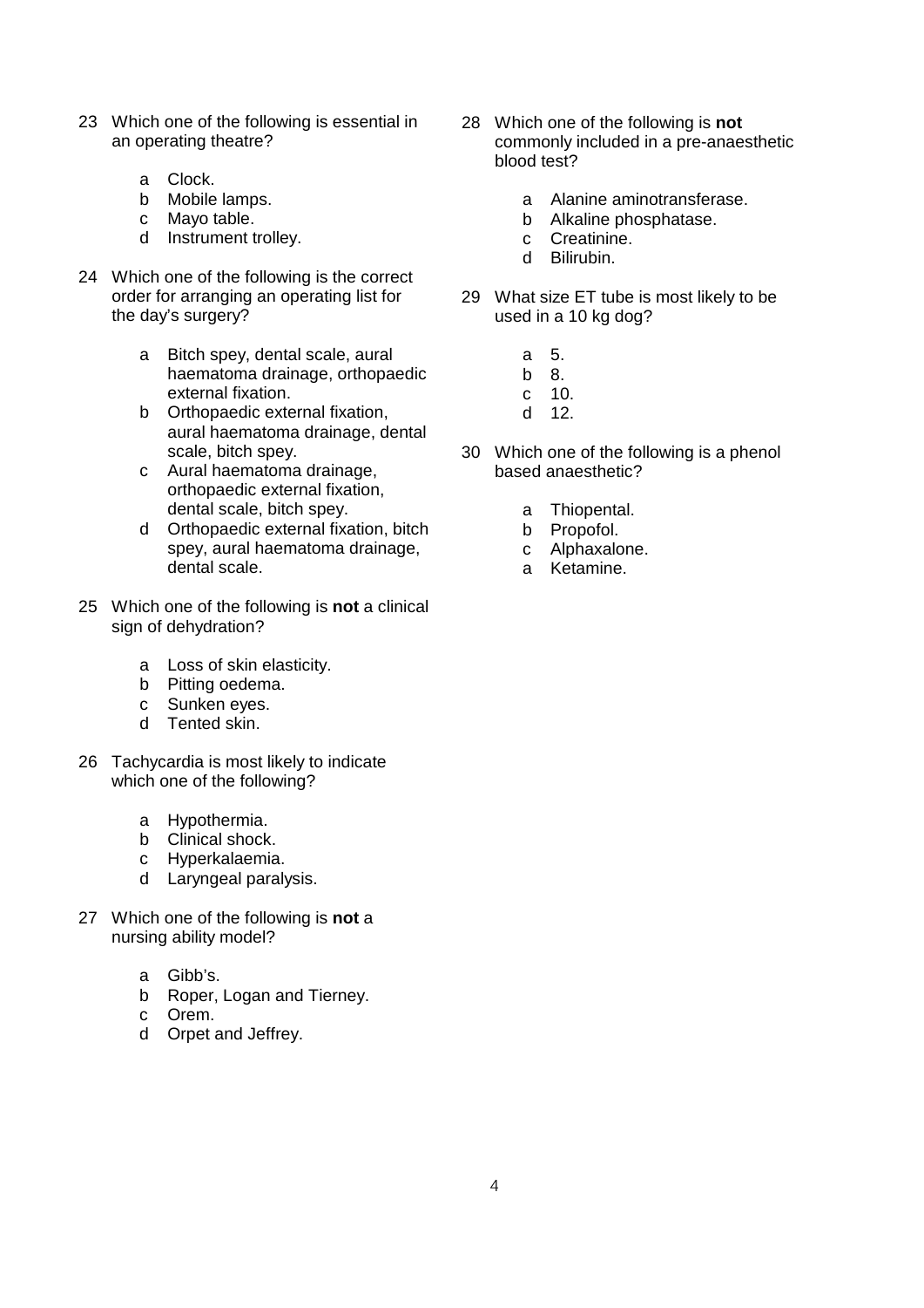23 Which one of the following is essential in an operating theatre?

   a Clock.
   b Mobile lamps.
   c Mayo table.
   d Instrument trolley.

24 Which one of the following is the correct order for arranging an operating list for the day's surgery?

   a Bitch spey, dental scale, aural haematoma drainage, orthopaedic external fixation.
   b Orthopaedic external fixation, aural haematoma drainage, dental scale, bitch spey.
   c Aural haematoma drainage, orthopaedic external fixation, dental scale, bitch spey.
   d Orthopaedic external fixation, bitch spey, aural haematoma drainage, dental scale.

25 Which one of the following is **not** a clinical sign of dehydration?

   a Loss of skin elasticity.
   b Pitting oedema.
   c Sunken eyes.
   d Tented skin.

26 Tachycardia is most likely to indicate which one of the following?

   a Hypothermia.
   b Clinical shock.
   c Hyperkalaemia.
   d Laryngeal paralysis.

27 Which one of the following is **not** a nursing ability model?

   a Gibb's.
   b Roper, Logan and Tierney.
   c Orem.
   d Orpet and Jeffrey.

28 Which one of the following is **not** commonly included in a pre-anaesthetic blood test?

   a Alanine aminotransferase.
   b Alkaline phosphatase.
   c Creatinine.
   d Bilirubin.

29 What size ET tube is most likely to be used in a 10 kg dog?

   a 5.
   b 8.
   c 10.
   d 12.

30 Which one of the following is a phenol based anaesthetic?

   a Thiopental.
   b Propofol.
   c Alphaxalone.
   a Ketamine.